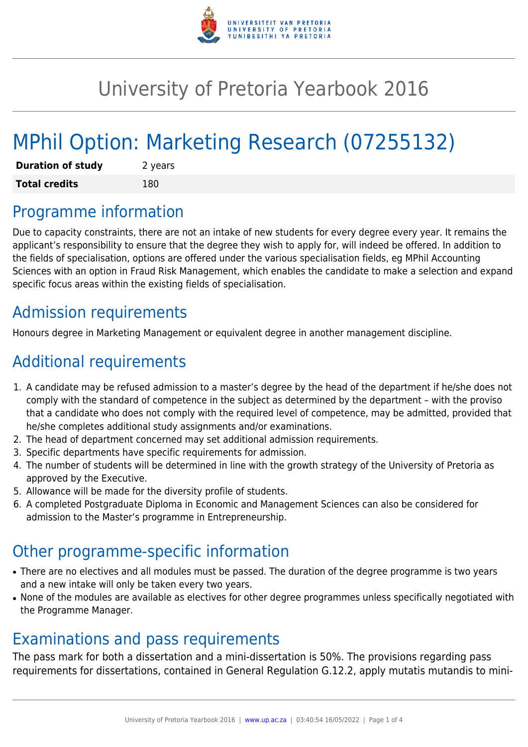# University of Pretoria Yearbook 2016

# MPhil Option: Marketing Research (07255132)

| **Duration of study** | 2 years |
|---|---|
| **Total credits** | 180 |

## Programme information

Due to capacity constraints, there are not an intake of new students for every degree every year. It remains the applicant's responsibility to ensure that the degree they wish to apply for, will indeed be offered. In addition to the fields of specialisation, options are offered under the various specialisation fields, eg MPhil Accounting Sciences with an option in Fraud Risk Management, which enables the candidate to make a selection and expand specific focus areas within the existing fields of specialisation.

## Admission requirements

Honours degree in Marketing Management or equivalent degree in another management discipline.

## Additional requirements

1. A candidate may be refused admission to a master's degree by the head of the department if he/she does not comply with the standard of competence in the subject as determined by the department – with the proviso that a candidate who does not comply with the required level of competence, may be admitted, provided that he/she completes additional study assignments and/or examinations.
2. The head of department concerned may set additional admission requirements.
3. Specific departments have specific requirements for admission.
4. The number of students will be determined in line with the growth strategy of the University of Pretoria as approved by the Executive.
5. Allowance will be made for the diversity profile of students.
6. A completed Postgraduate Diploma in Economic and Management Sciences can also be considered for admission to the Master's programme in Entrepreneurship.

## Other programme-specific information

- There are no electives and all modules must be passed. The duration of the degree programme is two years and a new intake will only be taken every two years.
- None of the modules are available as electives for other degree programmes unless specifically negotiated with the Programme Manager.

## Examinations and pass requirements

The pass mark for both a dissertation and a mini-dissertation is 50%. The provisions regarding pass requirements for dissertations, contained in General Regulation G.12.2, apply mutatis mutandis to mini-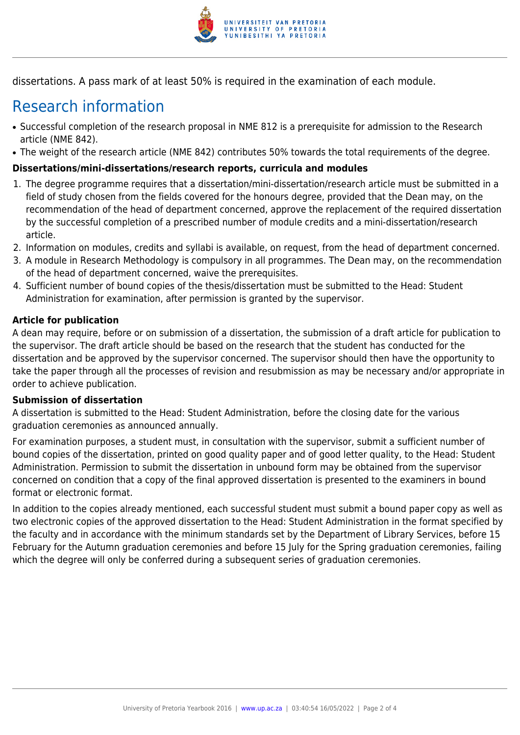dissertations. A pass mark of at least 50% is required in the examination of each module.

# Research information

- Successful completion of the research proposal in NME 812 is a prerequisite for admission to the Research article (NME 842).
- The weight of the research article (NME 842) contributes 50% towards the total requirements of the degree.

**Dissertations/mini-dissertations/research reports, curricula and modules**

1. The degree programme requires that a dissertation/mini-dissertation/research article must be submitted in a field of study chosen from the fields covered for the honours degree, provided that the Dean may, on the recommendation of the head of department concerned, approve the replacement of the required dissertation by the successful completion of a prescribed number of module credits and a mini-dissertation/research article.
2. Information on modules, credits and syllabi is available, on request, from the head of department concerned.
3. A module in Research Methodology is compulsory in all programmes. The Dean may, on the recommendation of the head of department concerned, waive the prerequisites.
4. Sufficient number of bound copies of the thesis/dissertation must be submitted to the Head: Student Administration for examination, after permission is granted by the supervisor.

**Article for publication**

A dean may require, before or on submission of a dissertation, the submission of a draft article for publication to the supervisor. The draft article should be based on the research that the student has conducted for the dissertation and be approved by the supervisor concerned. The supervisor should then have the opportunity to take the paper through all the processes of revision and resubmission as may be necessary and/or appropriate in order to achieve publication.

**Submission of dissertation**

A dissertation is submitted to the Head: Student Administration, before the closing date for the various graduation ceremonies as announced annually.

For examination purposes, a student must, in consultation with the supervisor, submit a sufficient number of bound copies of the dissertation, printed on good quality paper and of good letter quality, to the Head: Student Administration. Permission to submit the dissertation in unbound form may be obtained from the supervisor concerned on condition that a copy of the final approved dissertation is presented to the examiners in bound format or electronic format.

In addition to the copies already mentioned, each successful student must submit a bound paper copy as well as two electronic copies of the approved dissertation to the Head: Student Administration in the format specified by the faculty and in accordance with the minimum standards set by the Department of Library Services, before 15 February for the Autumn graduation ceremonies and before 15 July for the Spring graduation ceremonies, failing which the degree will only be conferred during a subsequent series of graduation ceremonies.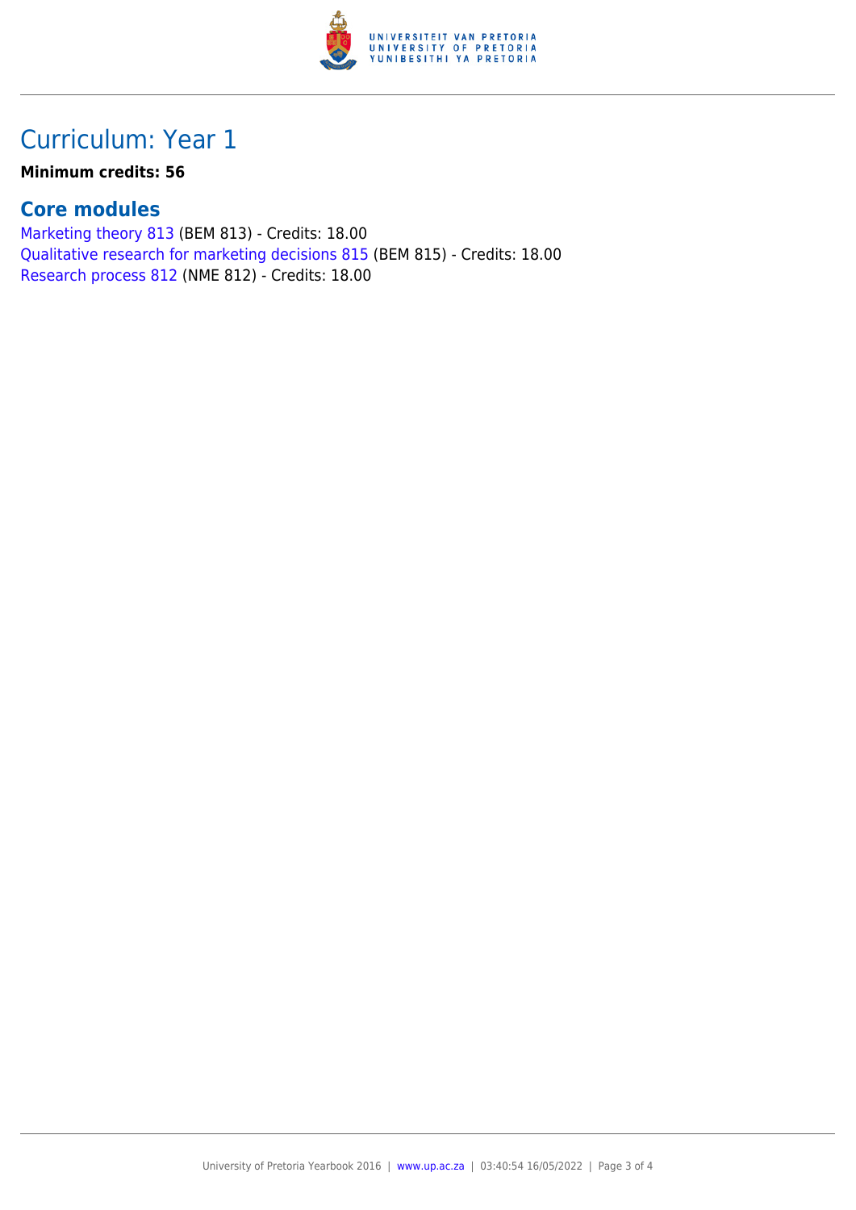# Curriculum: Year 1

**Minimum credits: 56**

## Core modules

Marketing theory 813 (BEM 813) - Credits: 18.00
Qualitative research for marketing decisions 815 (BEM 815) - Credits: 18.00
Research process 812 (NME 812) - Credits: 18.00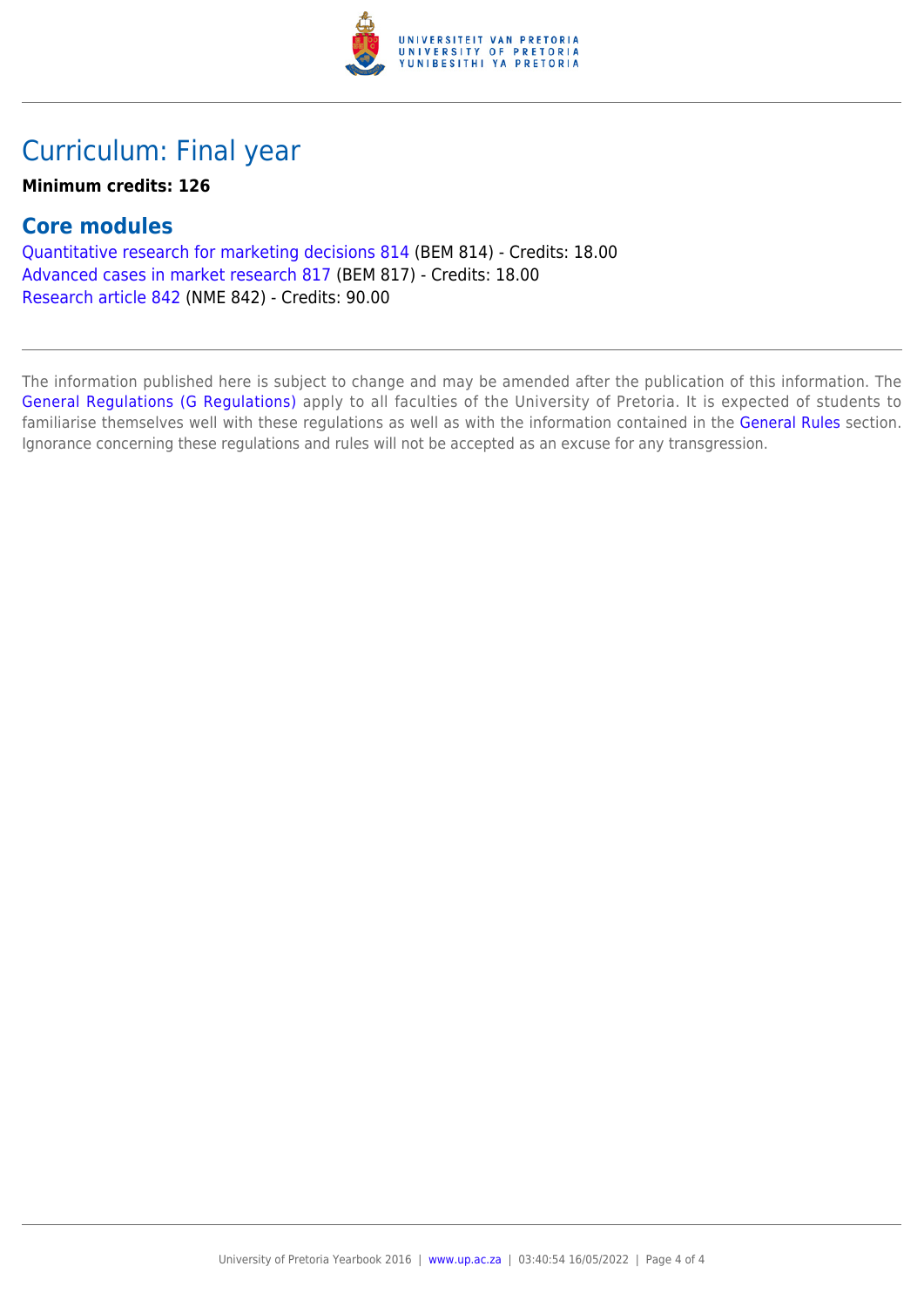## Curriculum: Final year

**Minimum credits: 126**

### Core modules

Quantitative research for marketing decisions 814 (BEM 814) - Credits: 18.00
Advanced cases in market research 817 (BEM 817) - Credits: 18.00
Research article 842 (NME 842) - Credits: 90.00

The information published here is subject to change and may be amended after the publication of this information. The General Regulations (G Regulations) apply to all faculties of the University of Pretoria. It is expected of students to familiarise themselves well with these regulations as well as with the information contained in the General Rules section. Ignorance concerning these regulations and rules will not be accepted as an excuse for any transgression.